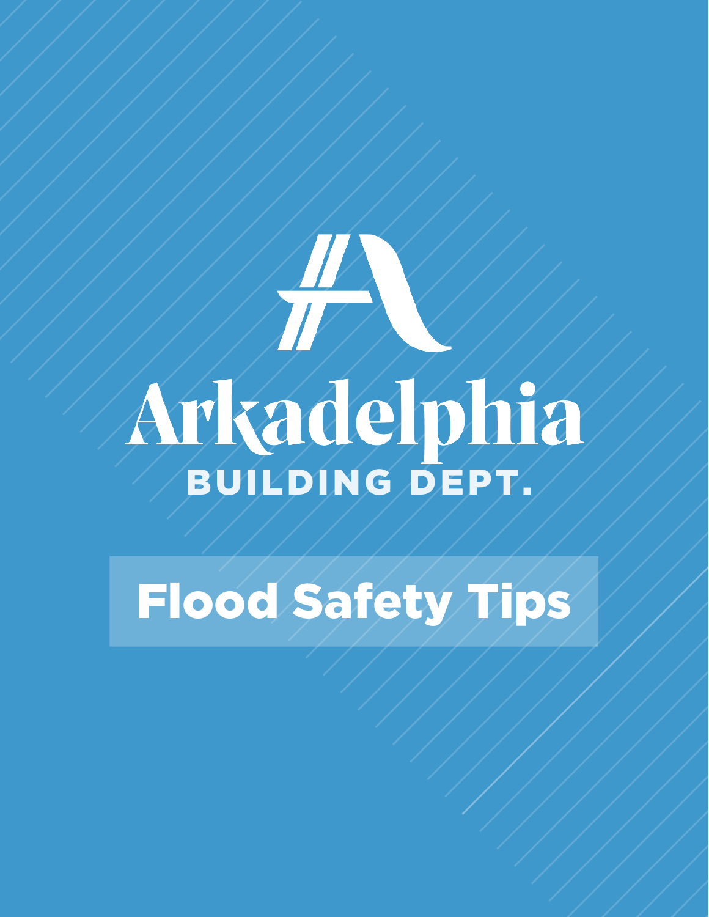# Arkadelphia

## BUILDING DEPT.

# Flood Safety Tips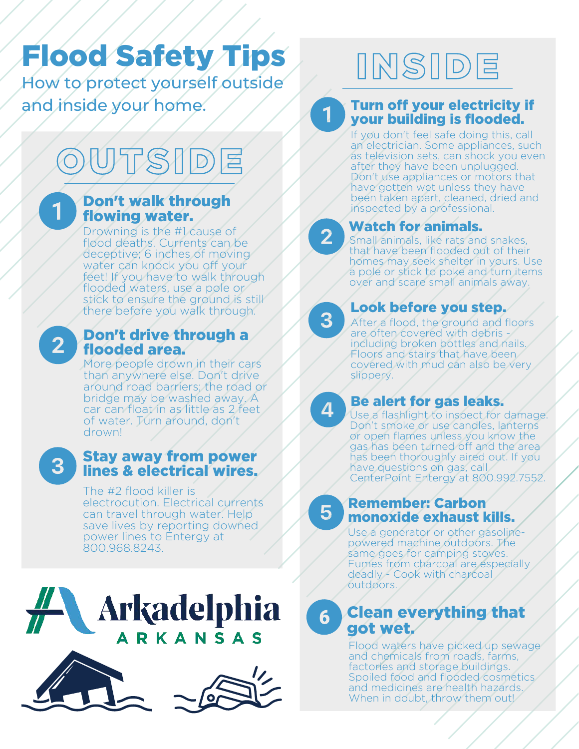# Flood Safety Tips

How to protect yourself outside and inside your home.

## OUTSIDE

### 1. Don't walk through flowing water.

Drowning is the #1 cause of flood deaths. Currents can be deceptive; 6 inches of moving water can knock you off your feet! If you have to walk through flooded waters, use a pole or stick to ensure the ground is still there before you walk through.

### 2. Don't drive through a flooded area.

More people drown in their cars than anywhere else. Don't drive around road barriers; the road or bridge may be washed away. A car can float in as little as 2 feet of water. Turn around, don't drown!

### 3. Stay away from power lines & electrical wires.

The #2 flood killer is electrocution. Electrical currents can travel through water. Help save lives by reporting downed power lines to Entergy at 800.968.8243.

Arkadelphia
ARKANSAS

## INSIDE

### 1. Turn off your electricity if your building is flooded.

If you don't feel safe doing this, call an electrician. Some appliances, such as television sets, can shock you even after they have been unplugged. Don't use appliances or motors that have gotten wet unless they have been taken apart, cleaned, dried and inspected by a professional.

### 2. Watch for animals.

Small animals, like rats and snakes, that have been flooded out of their homes may seek shelter in yours. Use a pole or stick to poke and turn items over and scare small animals away.

### 3. Look before you step.

After a flood, the ground and floors are often covered with debris - including broken bottles and nails. Floors and stairs that have been covered with mud can also be very slippery.

### 4. Be alert for gas leaks.

Use a flashlight to inspect for damage. Don't smoke or use candles, lanterns or open flames unless you know the gas has been turned off and the area has been thoroughly aired out. If you have questions on gas, call CenterPoint Entergy at 800.992.7552.

### 5. Remember: Carbon monoxide exhaust kills.

Use a generator or other gasoline-powered machine outdoors. The same goes for camping stoves. Fumes from charcoal are especially deadly - Cook with charcoal outdoors.

### 6. Clean everything that got wet.

Flood waters have picked up sewage and chemicals from roads, farms, factories and storage buildings. Spoiled food and flooded cosmetics and medicines are health hazards. When in doubt, throw them out!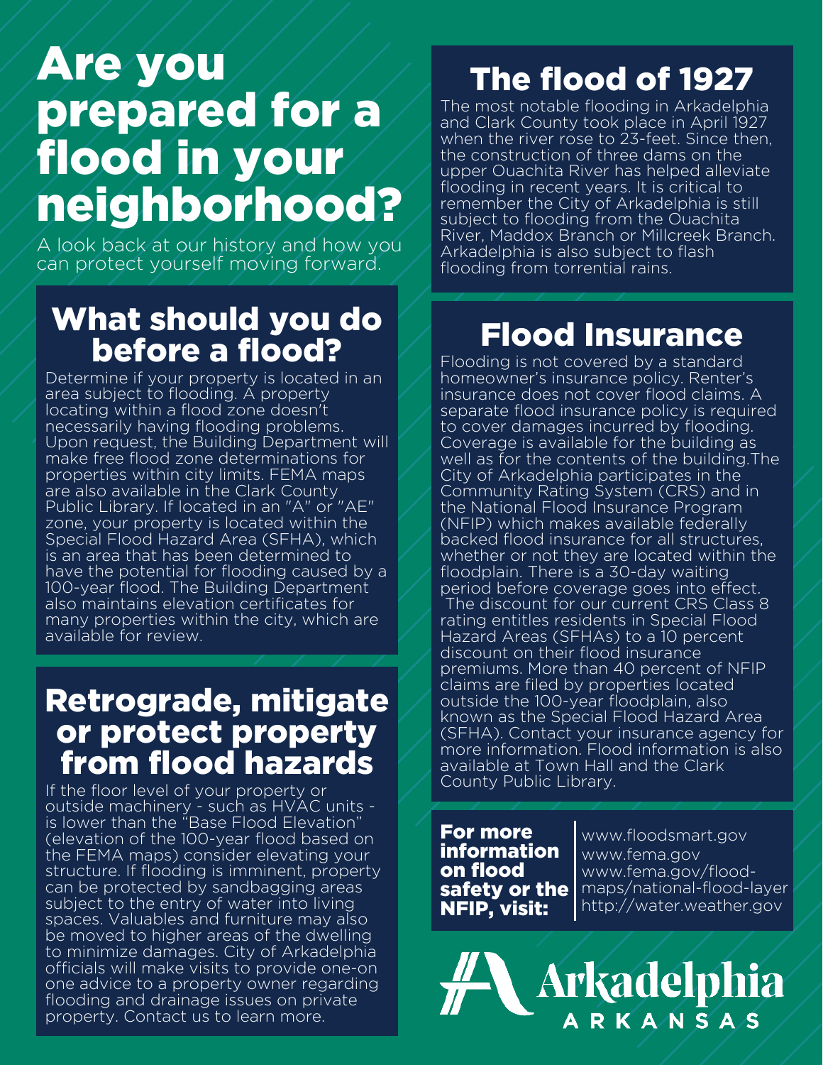# Are you prepared for a flood in your neighborhood?

A look back at our history and how you can protect yourself moving forward.

## What should you do before a flood?

Determine if your property is located in an area subject to flooding. A property locating within a flood zone doesn't necessarily having flooding problems. Upon request, the Building Department will make free flood zone determinations for properties within city limits. FEMA maps are also available in the Clark County Public Library. If located in an "A" or "AE" zone, your property is located within the Special Flood Hazard Area (SFHA), which is an area that has been determined to have the potential for flooding caused by a 100-year flood. The Building Department also maintains elevation certificates for many properties within the city, which are available for review.

## Retrograde, mitigate or protect property from flood hazards

If the floor level of your property or outside machinery - such as HVAC units - is lower than the "Base Flood Elevation" (elevation of the 100-year flood based on the FEMA maps) consider elevating your structure. If flooding is imminent, property can be protected by sandbagging areas subject to the entry of water into living spaces. Valuables and furniture may also be moved to higher areas of the dwelling to minimize damages. City of Arkadelphia officials will make visits to provide one-on one advice to a property owner regarding flooding and drainage issues on private property. Contact us to learn more.

## The flood of 1927

The most notable flooding in Arkadelphia and Clark County took place in April 1927 when the river rose to 23-feet. Since then, the construction of three dams on the upper Ouachita River has helped alleviate flooding in recent years. It is critical to remember the City of Arkadelphia is still subject to flooding from the Ouachita River, Maddox Branch or Millcreek Branch. Arkadelphia is also subject to flash flooding from torrential rains.

## Flood Insurance

Flooding is not covered by a standard homeowner's insurance policy. Renter's insurance does not cover flood claims. A separate flood insurance policy is required to cover damages incurred by flooding. Coverage is available for the building as well as for the contents of the building.The City of Arkadelphia participates in the Community Rating System (CRS) and in the National Flood Insurance Program (NFIP) which makes available federally backed flood insurance for all structures, whether or not they are located within the floodplain. There is a 30-day waiting period before coverage goes into effect. The discount for our current CRS Class 8 rating entitles residents in Special Flood Hazard Areas (SFHAs) to a 10 percent discount on their flood insurance premiums. More than 40 percent of NFIP claims are filed by properties located outside the 100-year floodplain, also known as the Special Flood Hazard Area (SFHA). Contact your insurance agency for more information. Flood information is also available at Town Hall and the Clark County Public Library.

**For more information on flood safety or the NFIP, visit:**

www.floodsmart.gov
www.fema.gov
www.fema.gov/flood-maps/national-flood-layer
http://water.weather.gov

Arkadelphia
ARKANSAS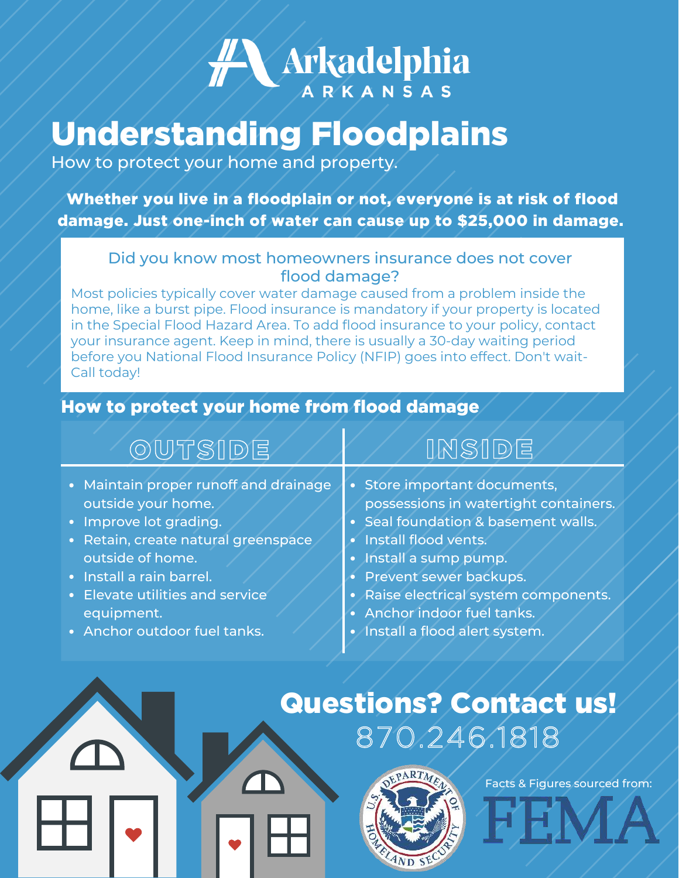Arkadelphia
ARKANSAS

# Understanding Floodplains

How to protect your home and property.

**Whether you live in a floodplain or not, everyone is at risk of flood damage. Just one-inch of water can cause up to $25,000 in damage.**

## Did you know most homeowners insurance does not cover flood damage?

Most policies typically cover water damage caused from a problem inside the home, like a burst pipe. Flood insurance is mandatory if your property is located in the Special Flood Hazard Area. To add flood insurance to your policy, contact your insurance agent. Keep in mind, there is usually a 30-day waiting period before you National Flood Insurance Policy (NFIP) goes into effect. Don't wait- Call today!

## How to protect your home from flood damage

### OUTSIDE

- Maintain proper runoff and drainage outside your home.
- Improve lot grading.
- Retain, create natural greenspace outside of home.
- Install a rain barrel.
- Elevate utilities and service equipment.
- Anchor outdoor fuel tanks.

### INSIDE

- Store important documents, possessions in watertight containers.
- Seal foundation & basement walls.
- Install flood vents.
- Install a sump pump.
- Prevent sewer backups.
- Raise electrical system components.
- Anchor indoor fuel tanks.
- Install a flood alert system.

## Questions? Contact us!

870.246.1818

Facts & Figures sourced from: FEMA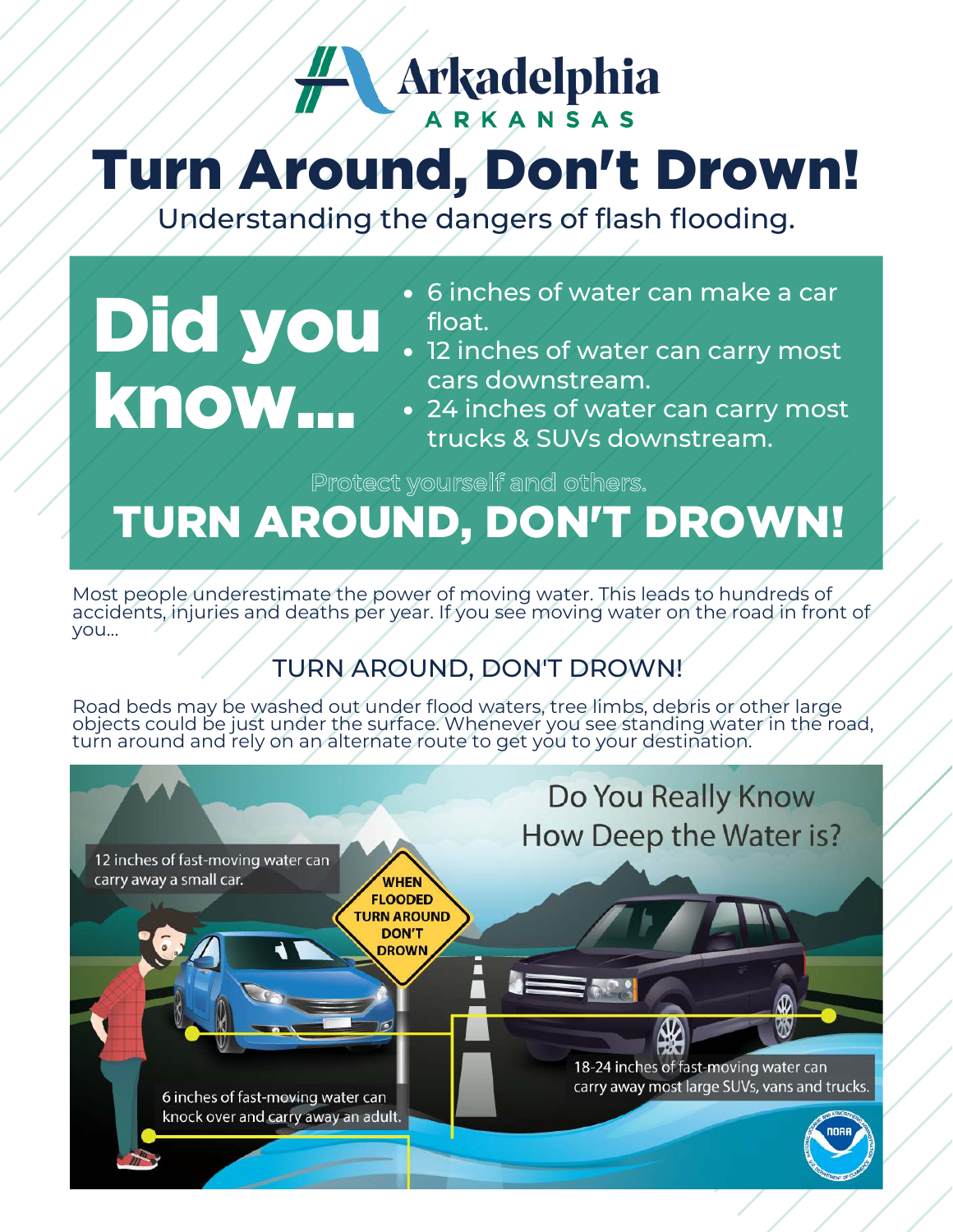# Arkadelphia
ARKANSAS

# Turn Around, Don't Drown!

Understanding the dangers of flash flooding.

## Did you know...

- 6 inches of water can make a car float.
- 12 inches of water can carry most cars downstream.
- 24 inches of water can carry most trucks & SUVs downstream.

Protect yourself and others.

**TURN AROUND, DON'T DROWN!**

Most people underestimate the power of moving water. This leads to hundreds of accidents, injuries and deaths per year. If you see moving water on the road in front of you...

### TURN AROUND, DON'T DROWN!

Road beds may be washed out under flood waters, tree limbs, debris or other large objects could be just under the surface. Whenever you see standing water in the road, turn around and rely on an alternate route to get you to your destination.

## Do You Really Know How Deep the Water is?

12 inches of fast-moving water can carry away a small car.

WHEN FLOODED TURN AROUND DON'T DROWN

6 inches of fast-moving water can knock over and carry away an adult.

18-24 inches of fast-moving water can carry away most large SUVs, vans and trucks.

NOAA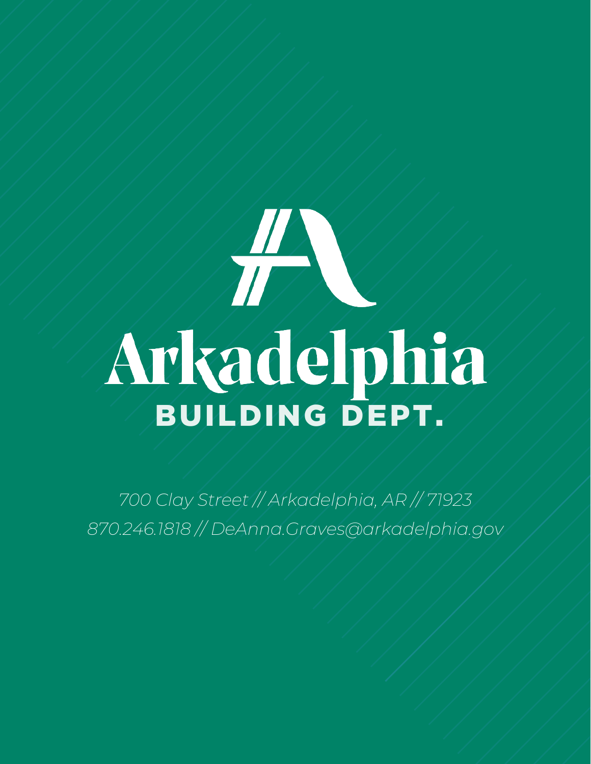# Arkadelphia

## BUILDING DEPT.

*700 Clay Street // Arkadelphia, AR // 71923*

*870.246.1818 // DeAnna.Graves@arkadelphia.gov*